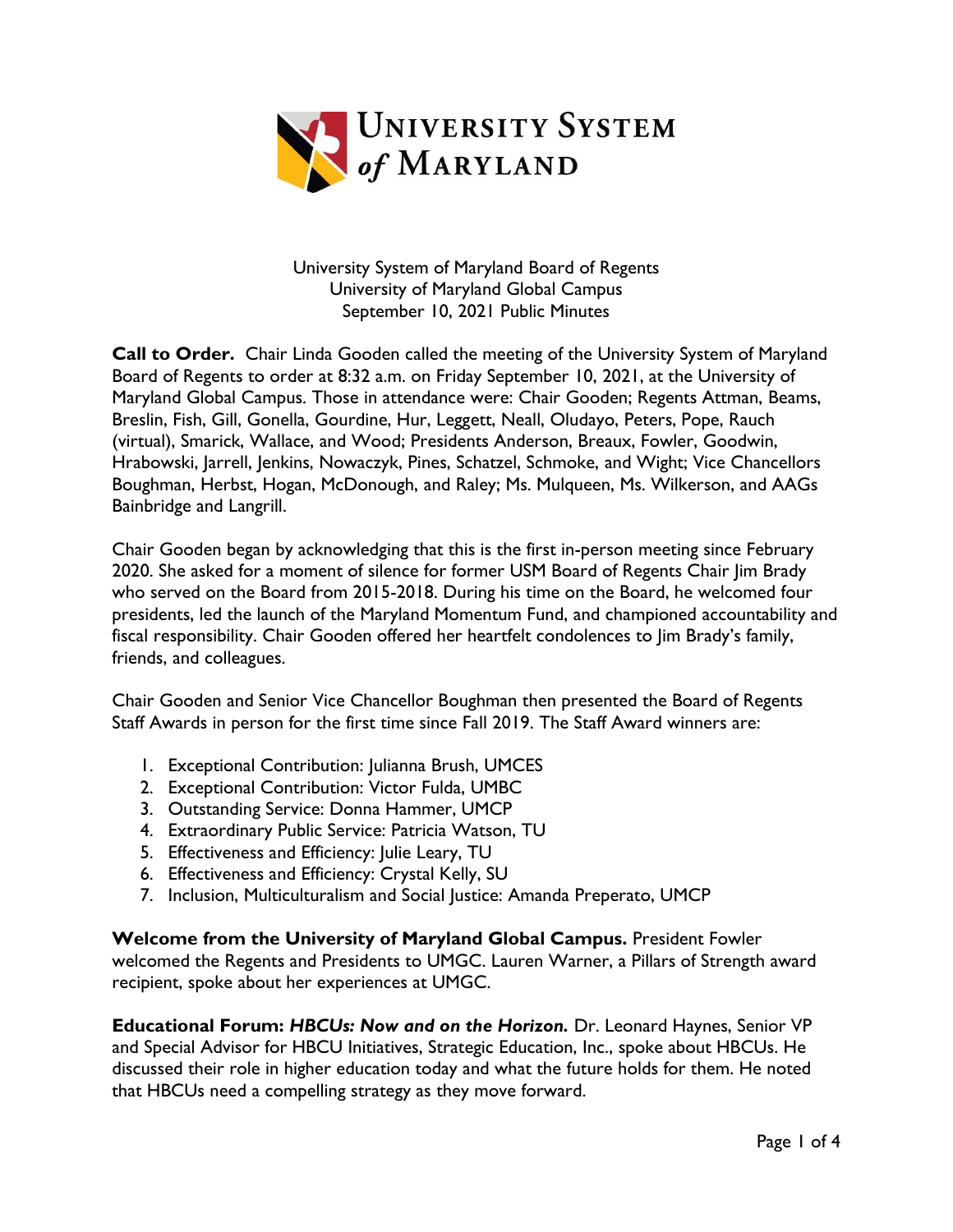University System of Maryland Board of Regents
University of Maryland Global Campus
September 10, 2021 Public Minutes

**Call to Order.** Chair Linda Gooden called the meeting of the University System of Maryland Board of Regents to order at 8:32 a.m. on Friday September 10, 2021, at the University of Maryland Global Campus. Those in attendance were: Chair Gooden; Regents Attman, Beams, Breslin, Fish, Gill, Gonella, Gourdine, Hur, Leggett, Neall, Oludayo, Peters, Pope, Rauch (virtual), Smarick, Wallace, and Wood; Presidents Anderson, Breaux, Fowler, Goodwin, Hrabowski, Jarrell, Jenkins, Nowaczyk, Pines, Schatzel, Schmoke, and Wight; Vice Chancellors Boughman, Herbst, Hogan, McDonough, and Raley; Ms. Mulqueen, Ms. Wilkerson, and AAGs Bainbridge and Langrill.

Chair Gooden began by acknowledging that this is the first in-person meeting since February 2020. She asked for a moment of silence for former USM Board of Regents Chair Jim Brady who served on the Board from 2015-2018. During his time on the Board, he welcomed four presidents, led the launch of the Maryland Momentum Fund, and championed accountability and fiscal responsibility. Chair Gooden offered her heartfelt condolences to Jim Brady's family, friends, and colleagues.

Chair Gooden and Senior Vice Chancellor Boughman then presented the Board of Regents Staff Awards in person for the first time since Fall 2019. The Staff Award winners are:

1. Exceptional Contribution: Julianna Brush, UMCES
2. Exceptional Contribution: Victor Fulda, UMBC
3. Outstanding Service: Donna Hammer, UMCP
4. Extraordinary Public Service: Patricia Watson, TU
5. Effectiveness and Efficiency: Julie Leary, TU
6. Effectiveness and Efficiency: Crystal Kelly, SU
7. Inclusion, Multiculturalism and Social Justice: Amanda Preperato, UMCP

**Welcome from the University of Maryland Global Campus.** President Fowler welcomed the Regents and Presidents to UMGC. Lauren Warner, a Pillars of Strength award recipient, spoke about her experiences at UMGC.

**Educational Forum: *HBCUs: Now and on the Horizon.*** Dr. Leonard Haynes, Senior VP and Special Advisor for HBCU Initiatives, Strategic Education, Inc., spoke about HBCUs. He discussed their role in higher education today and what the future holds for them. He noted that HBCUs need a compelling strategy as they move forward.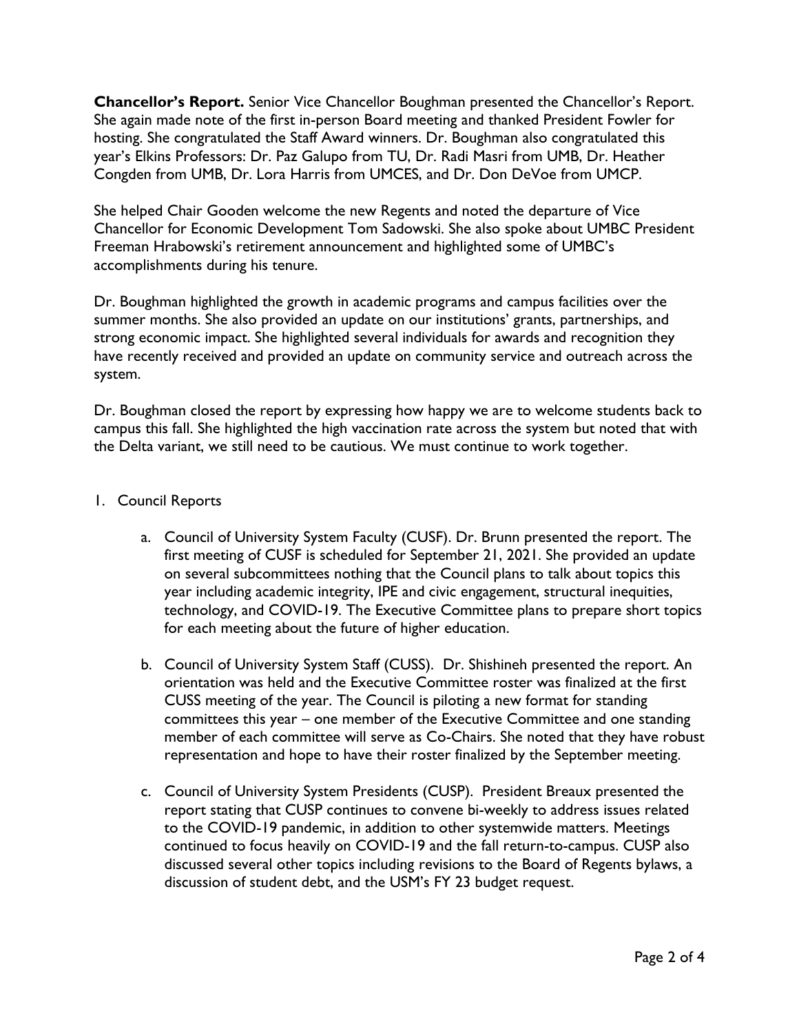**Chancellor's Report.** Senior Vice Chancellor Boughman presented the Chancellor's Report. She again made note of the first in-person Board meeting and thanked President Fowler for hosting. She congratulated the Staff Award winners. Dr. Boughman also congratulated this year's Elkins Professors: Dr. Paz Galupo from TU, Dr. Radi Masri from UMB, Dr. Heather Congden from UMB, Dr. Lora Harris from UMCES, and Dr. Don DeVoe from UMCP.

She helped Chair Gooden welcome the new Regents and noted the departure of Vice Chancellor for Economic Development Tom Sadowski. She also spoke about UMBC President Freeman Hrabowski's retirement announcement and highlighted some of UMBC's accomplishments during his tenure.

Dr. Boughman highlighted the growth in academic programs and campus facilities over the summer months. She also provided an update on our institutions' grants, partnerships, and strong economic impact. She highlighted several individuals for awards and recognition they have recently received and provided an update on community service and outreach across the system.

Dr. Boughman closed the report by expressing how happy we are to welcome students back to campus this fall. She highlighted the high vaccination rate across the system but noted that with the Delta variant, we still need to be cautious. We must continue to work together.

1. Council Reports

   a. Council of University System Faculty (CUSF). Dr. Brunn presented the report. The first meeting of CUSF is scheduled for September 21, 2021. She provided an update on several subcommittees nothing that the Council plans to talk about topics this year including academic integrity, IPE and civic engagement, structural inequities, technology, and COVID-19. The Executive Committee plans to prepare short topics for each meeting about the future of higher education.

   b. Council of University System Staff (CUSS). Dr. Shishineh presented the report. An orientation was held and the Executive Committee roster was finalized at the first CUSS meeting of the year. The Council is piloting a new format for standing committees this year – one member of the Executive Committee and one standing member of each committee will serve as Co-Chairs. She noted that they have robust representation and hope to have their roster finalized by the September meeting.

   c. Council of University System Presidents (CUSP). President Breaux presented the report stating that CUSP continues to convene bi-weekly to address issues related to the COVID-19 pandemic, in addition to other systemwide matters. Meetings continued to focus heavily on COVID-19 and the fall return-to-campus. CUSP also discussed several other topics including revisions to the Board of Regents bylaws, a discussion of student debt, and the USM's FY 23 budget request.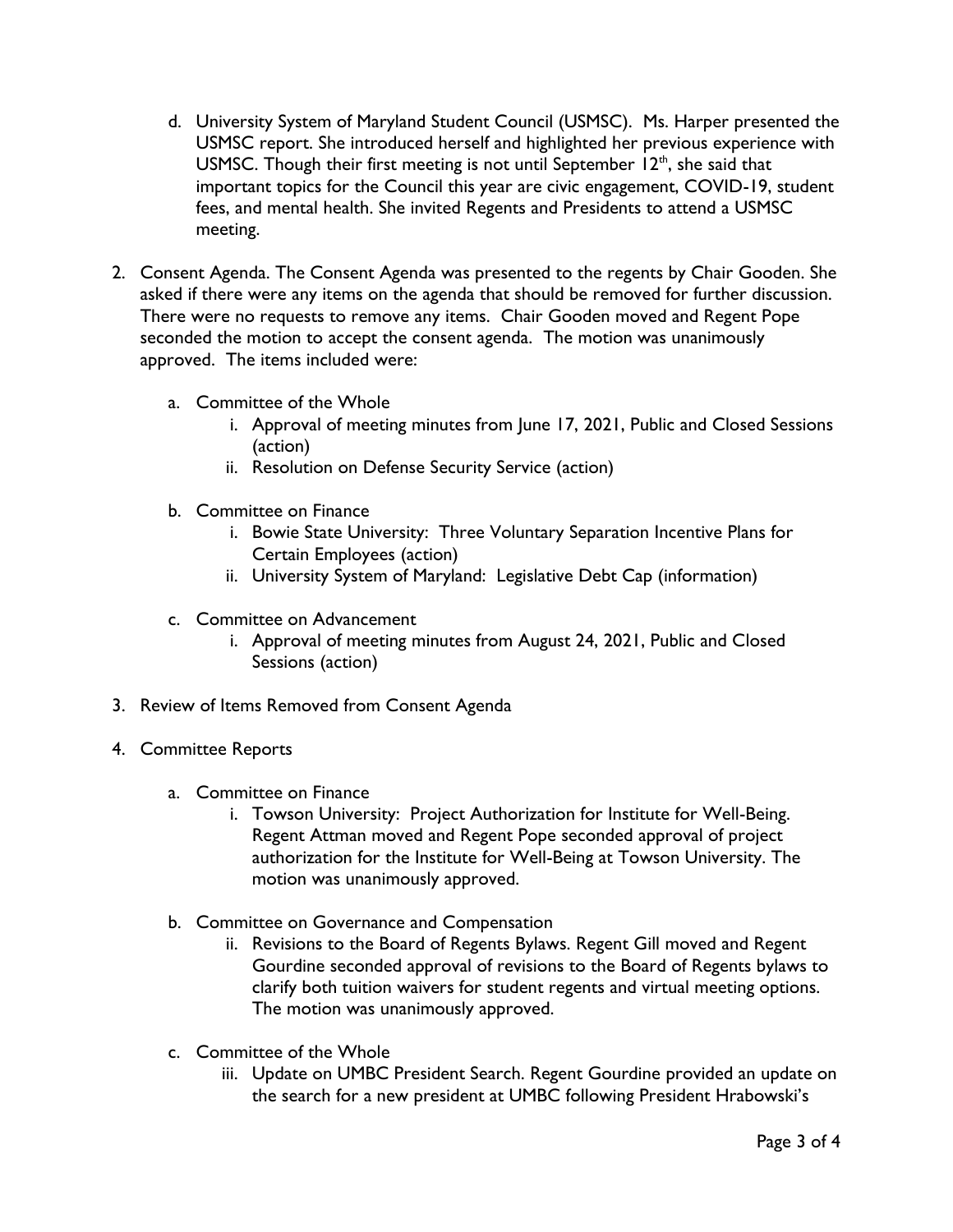d. University System of Maryland Student Council (USMSC). Ms. Harper presented the USMSC report. She introduced herself and highlighted her previous experience with USMSC. Though their first meeting is not until September 12th, she said that important topics for the Council this year are civic engagement, COVID-19, student fees, and mental health. She invited Regents and Presidents to attend a USMSC meeting.

2. Consent Agenda. The Consent Agenda was presented to the regents by Chair Gooden. She asked if there were any items on the agenda that should be removed for further discussion. There were no requests to remove any items. Chair Gooden moved and Regent Pope seconded the motion to accept the consent agenda. The motion was unanimously approved. The items included were:

   a. Committee of the Whole
      i. Approval of meeting minutes from June 17, 2021, Public and Closed Sessions (action)
      ii. Resolution on Defense Security Service (action)

   b. Committee on Finance
      i. Bowie State University: Three Voluntary Separation Incentive Plans for Certain Employees (action)
      ii. University System of Maryland: Legislative Debt Cap (information)

   c. Committee on Advancement
      i. Approval of meeting minutes from August 24, 2021, Public and Closed Sessions (action)

3. Review of Items Removed from Consent Agenda

4. Committee Reports

   a. Committee on Finance
      i. Towson University: Project Authorization for Institute for Well-Being. Regent Attman moved and Regent Pope seconded approval of project authorization for the Institute for Well-Being at Towson University. The motion was unanimously approved.

   b. Committee on Governance and Compensation
      ii. Revisions to the Board of Regents Bylaws. Regent Gill moved and Regent Gourdine seconded approval of revisions to the Board of Regents bylaws to clarify both tuition waivers for student regents and virtual meeting options. The motion was unanimously approved.

   c. Committee of the Whole
      iii. Update on UMBC President Search. Regent Gourdine provided an update on the search for a new president at UMBC following President Hrabowski's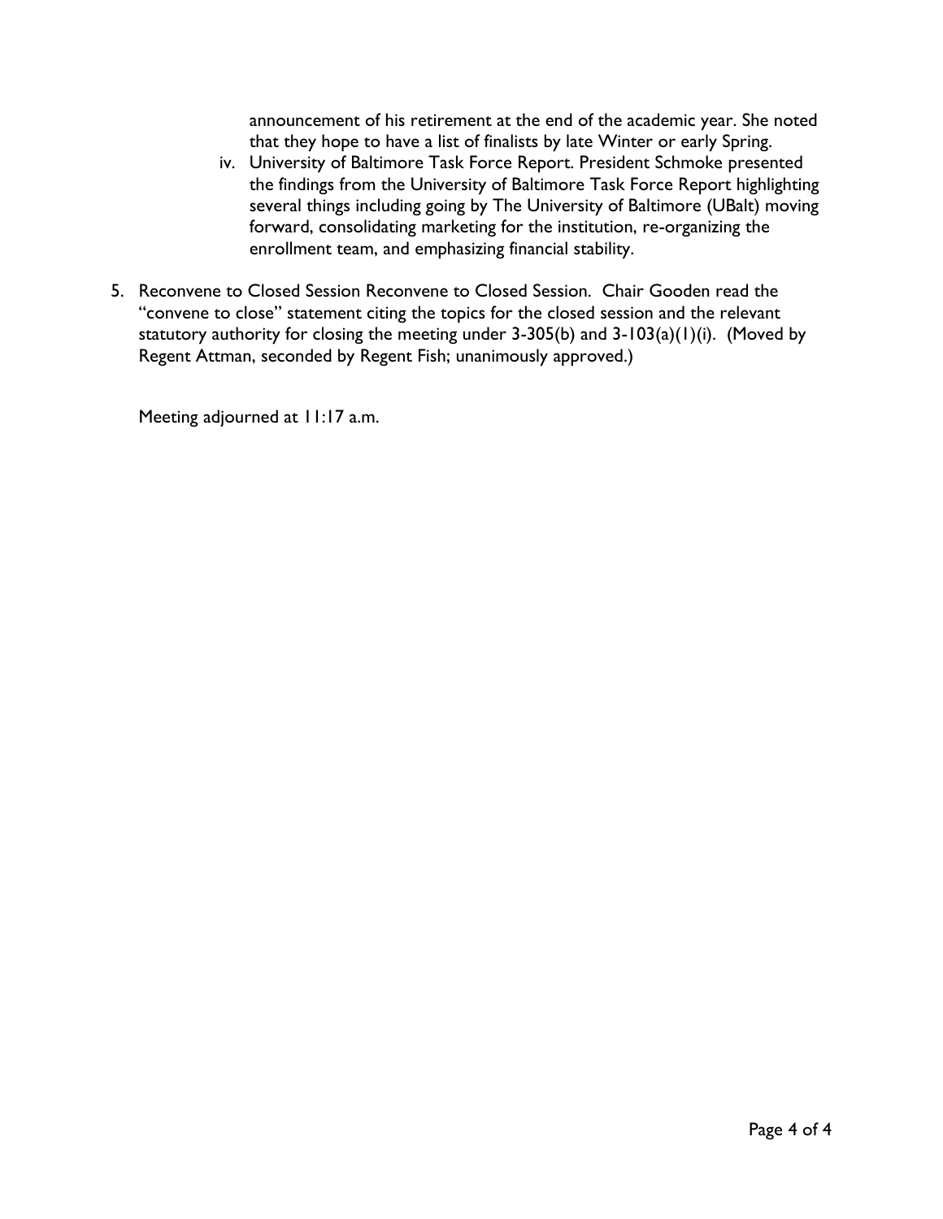announcement of his retirement at the end of the academic year. She noted that they hope to have a list of finalists by late Winter or early Spring.

iv. University of Baltimore Task Force Report. President Schmoke presented the findings from the University of Baltimore Task Force Report highlighting several things including going by The University of Baltimore (UBalt) moving forward, consolidating marketing for the institution, re-organizing the enrollment team, and emphasizing financial stability.

5. Reconvene to Closed Session Reconvene to Closed Session. Chair Gooden read the "convene to close" statement citing the topics for the closed session and the relevant statutory authority for closing the meeting under 3-305(b) and 3-103(a)(1)(i). (Moved by Regent Attman, seconded by Regent Fish; unanimously approved.)

Meeting adjourned at 11:17 a.m.